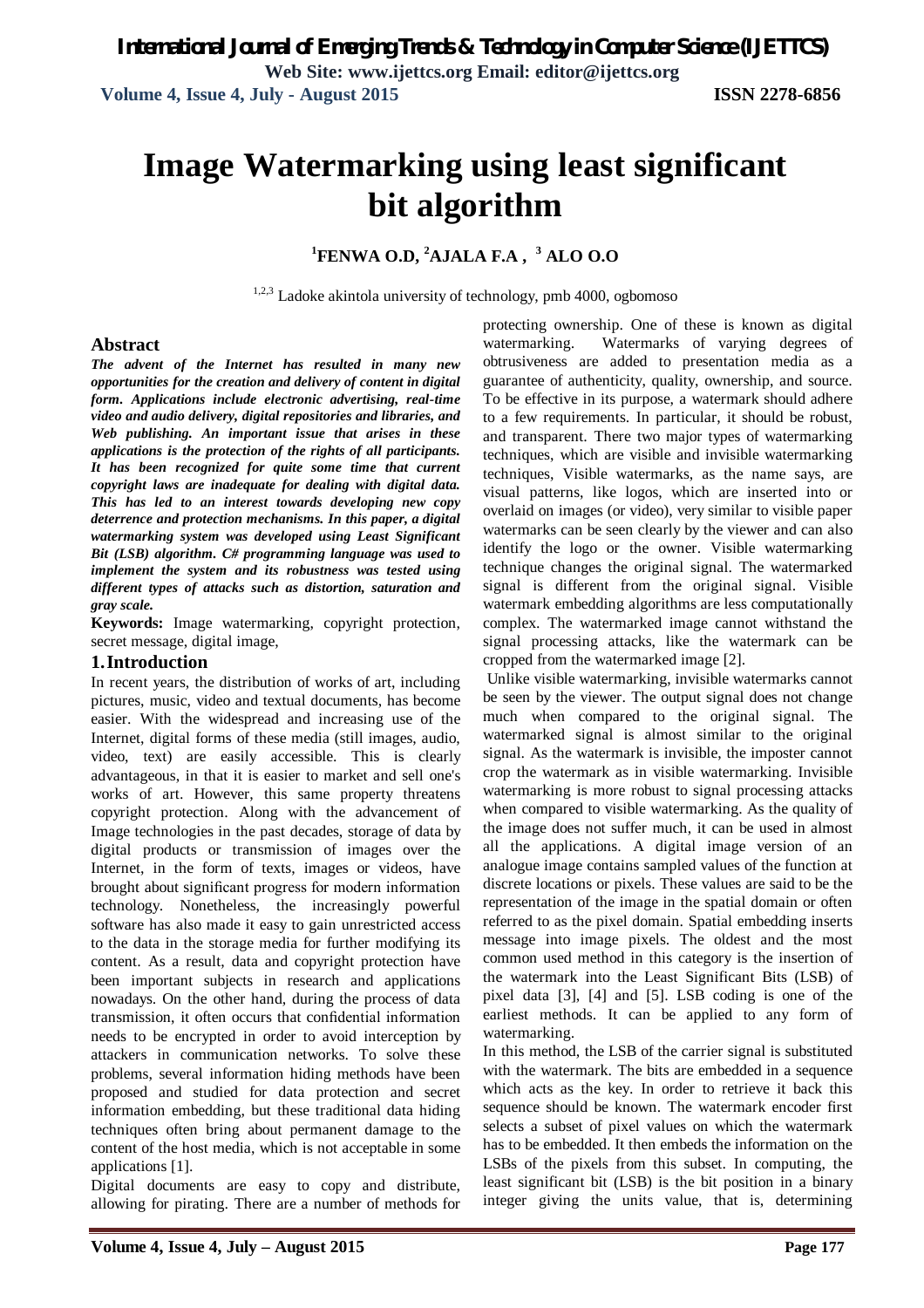# Image Watermarking using least significant bit algorithm

**[1]FENWA O.D, [2]AJALA F.A , [3] ALO O.O**

[1,2,3] Ladoke akintola university of technology, pmb 4000, ogbomoso

## Abstract

***The advent of the Internet has resulted in many new opportunities for the creation and delivery of content in digital form. Applications include electronic advertising, real-time video and audio delivery, digital repositories and libraries, and Web publishing. An important issue that arises in these applications is the protection of the rights of all participants. It has been recognized for quite some time that current copyright laws are inadequate for dealing with digital data. This has led to an interest towards developing new copy deterrence and protection mechanisms. In this paper, a digital watermarking system was developed using Least Significant Bit (LSB) algorithm. C# programming language was used to implement the system and its robustness was tested using different types of attacks such as distortion, saturation and gray scale.***

**Keywords:** Image watermarking, copyright protection, secret message, digital image,

## 1. Introduction

In recent years, the distribution of works of art, including pictures, music, video and textual documents, has become easier. With the widespread and increasing use of the Internet, digital forms of these media (still images, audio, video, text) are easily accessible. This is clearly advantageous, in that it is easier to market and sell one's works of art. However, this same property threatens copyright protection. Along with the advancement of Image technologies in the past decades, storage of data by digital products or transmission of images over the Internet, in the form of texts, images or videos, have brought about significant progress for modern information technology. Nonetheless, the increasingly powerful software has also made it easy to gain unrestricted access to the data in the storage media for further modifying its content. As a result, data and copyright protection have been important subjects in research and applications nowadays. On the other hand, during the process of data transmission, it often occurs that confidential information needs to be encrypted in order to avoid interception by attackers in communication networks. To solve these problems, several information hiding methods have been proposed and studied for data protection and secret information embedding, but these traditional data hiding techniques often bring about permanent damage to the content of the host media, which is not acceptable in some applications [1].

Digital documents are easy to copy and distribute, allowing for pirating. There are a number of methods for protecting ownership. One of these is known as digital watermarking. Watermarks of varying degrees of obtrusiveness are added to presentation media as a guarantee of authenticity, quality, ownership, and source. To be effective in its purpose, a watermark should adhere to a few requirements. In particular, it should be robust, and transparent. There two major types of watermarking techniques, which are visible and invisible watermarking techniques, Visible watermarks, as the name says, are visual patterns, like logos, which are inserted into or overlaid on images (or video), very similar to visible paper watermarks can be seen clearly by the viewer and can also identify the logo or the owner. Visible watermarking technique changes the original signal. The watermarked signal is different from the original signal. Visible watermark embedding algorithms are less computationally complex. The watermarked image cannot withstand the signal processing attacks, like the watermark can be cropped from the watermarked image [2].

Unlike visible watermarking, invisible watermarks cannot be seen by the viewer. The output signal does not change much when compared to the original signal. The watermarked signal is almost similar to the original signal. As the watermark is invisible, the imposter cannot crop the watermark as in visible watermarking. Invisible watermarking is more robust to signal processing attacks when compared to visible watermarking. As the quality of the image does not suffer much, it can be used in almost all the applications. A digital image version of an analogue image contains sampled values of the function at discrete locations or pixels. These values are said to be the representation of the image in the spatial domain or often referred to as the pixel domain. Spatial embedding inserts message into image pixels. The oldest and the most common used method in this category is the insertion of the watermark into the Least Significant Bits (LSB) of pixel data [3], [4] and [5]. LSB coding is one of the earliest methods. It can be applied to any form of watermarking.

In this method, the LSB of the carrier signal is substituted with the watermark. The bits are embedded in a sequence which acts as the key. In order to retrieve it back this sequence should be known. The watermark encoder first selects a subset of pixel values on which the watermark has to be embedded. It then embeds the information on the LSBs of the pixels from this subset. In computing, the least significant bit (LSB) is the bit position in a binary integer giving the units value, that is, determining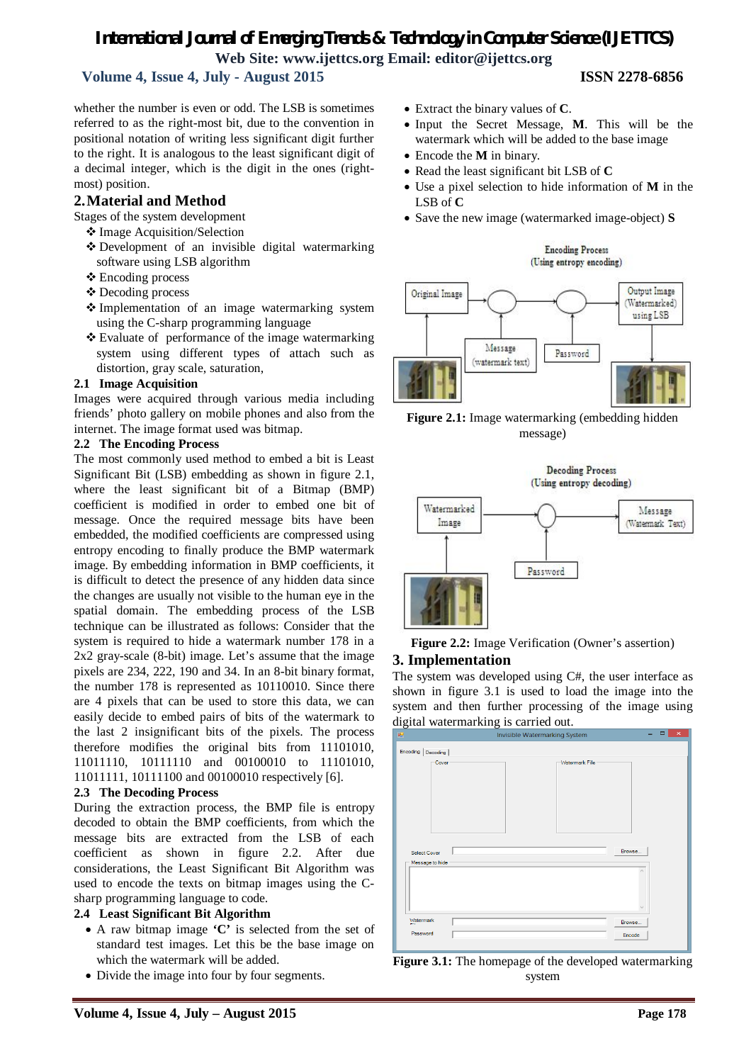whether the number is even or odd. The LSB is sometimes referred to as the right-most bit, due to the convention in positional notation of writing less significant digit further to the right. It is analogous to the least significant digit of a decimal integer, which is the digit in the ones (right-most) position.

## 2. Material and Method

Stages of the system development

- ❖ Image Acquisition/Selection
- ❖ Development of an invisible digital watermarking software using LSB algorithm
- ❖ Encoding process
- ❖ Decoding process
- ❖ Implementation of an image watermarking system using the C-sharp programming language
- ❖ Evaluate of performance of the image watermarking system using different types of attach such as distortion, gray scale, saturation,

### 2.1 Image Acquisition

Images were acquired through various media including friends' photo gallery on mobile phones and also from the internet. The image format used was bitmap.

### 2.2 The Encoding Process

The most commonly used method to embed a bit is Least Significant Bit (LSB) embedding as shown in figure 2.1, where the least significant bit of a Bitmap (BMP) coefficient is modified in order to embed one bit of message. Once the required message bits have been embedded, the modified coefficients are compressed using entropy encoding to finally produce the BMP watermark image. By embedding information in BMP coefficients, it is difficult to detect the presence of any hidden data since the changes are usually not visible to the human eye in the spatial domain. The embedding process of the LSB technique can be illustrated as follows: Consider that the system is required to hide a watermark number 178 in a 2x2 gray-scale (8-bit) image. Let's assume that the image pixels are 234, 222, 190 and 34. In an 8-bit binary format, the number 178 is represented as 10110010. Since there are 4 pixels that can be used to store this data, we can easily decide to embed pairs of bits of the watermark to the last 2 insignificant bits of the pixels. The process therefore modifies the original bits from 11101010, 11011110, 10111110 and 00100010 to 11101010, 11011111, 10111100 and 00100010 respectively [6].

### 2.3 The Decoding Process

During the extraction process, the BMP file is entropy decoded to obtain the BMP coefficients, from which the message bits are extracted from the LSB of each coefficient as shown in figure 2.2. After due considerations, the Least Significant Bit Algorithm was used to encode the texts on bitmap images using the C-sharp programming language to code.

### 2.4 Least Significant Bit Algorithm

- A raw bitmap image **'C'** is selected from the set of standard test images. Let this be the base image on which the watermark will be added.
- Divide the image into four by four segments.
- Extract the binary values of **C**.
- Input the Secret Message, **M**. This will be the watermark which will be added to the base image
- Encode the **M** in binary.
- Read the least significant bit LSB of **C**
- Use a pixel selection to hide information of **M** in the LSB of **C**
- Save the new image (watermarked image-object) **S**

**Figure 2.1:** Image watermarking (embedding hidden message)

**Figure 2.2:** Image Verification (Owner's assertion)

## 3. Implementation

The system was developed using C#, the user interface as shown in figure 3.1 is used to load the image into the system and then further processing of the image using digital watermarking is carried out.

**Figure 3.1:** The homepage of the developed watermarking system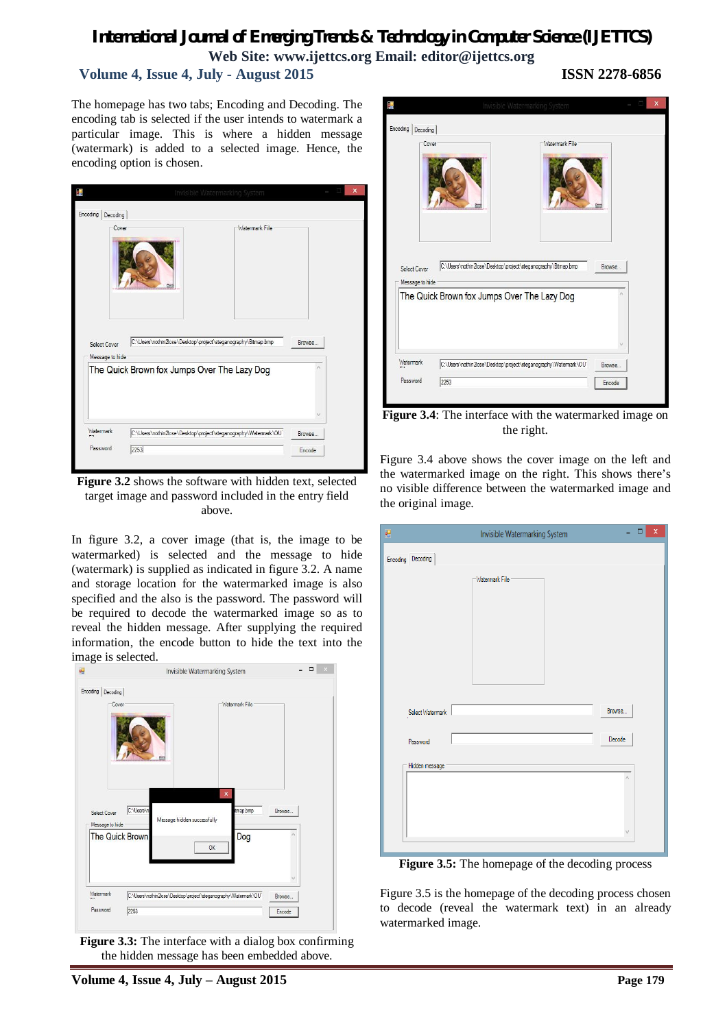The homepage has two tabs; Encoding and Decoding. The encoding tab is selected if the user intends to watermark a particular image. This is where a hidden message (watermark) is added to a selected image. Hence, the encoding option is chosen.

**Figure 3.2** shows the software with hidden text, selected target image and password included in the entry field above.

In figure 3.2, a cover image (that is, the image to be watermarked) is selected and the message to hide (watermark) is supplied as indicated in figure 3.2. A name and storage location for the watermarked image is also specified and the also is the password. The password will be required to decode the watermarked image so as to reveal the hidden message. After supplying the required information, the encode button to hide the text into the image is selected.

**Figure 3.3:** The interface with a dialog box confirming the hidden message has been embedded above.

**Figure 3.4**: The interface with the watermarked image on the right.

Figure 3.4 above shows the cover image on the left and the watermarked image on the right. This shows there's no visible difference between the watermarked image and the original image.

**Figure 3.5:** The homepage of the decoding process

Figure 3.5 is the homepage of the decoding process chosen to decode (reveal the watermark text) in an already watermarked image.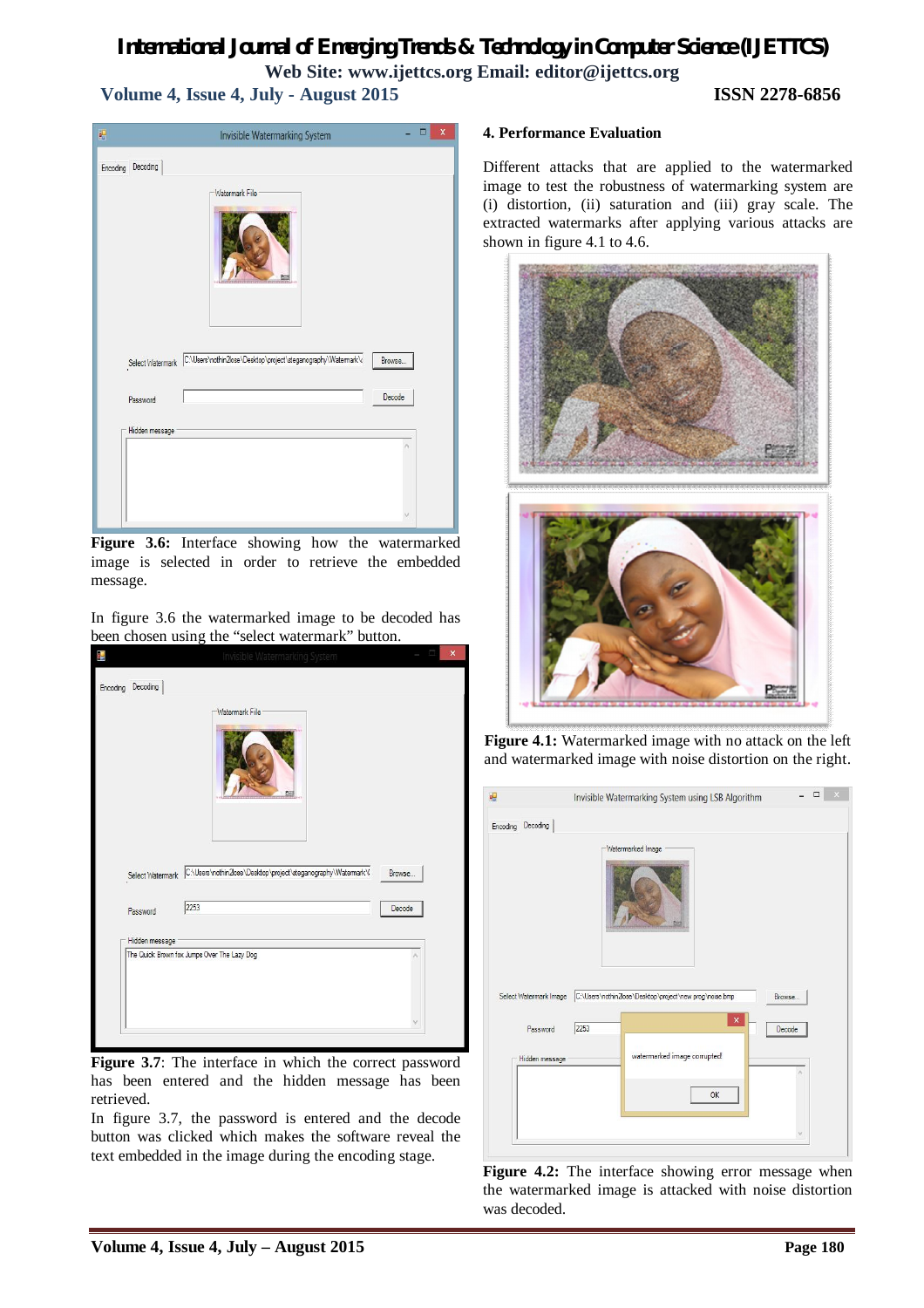**Figure 3.6:** Interface showing how the watermarked image is selected in order to retrieve the embedded message.

In figure 3.6 the watermarked image to be decoded has been chosen using the "select watermark" button.

**Figure 3.7**: The interface in which the correct password has been entered and the hidden message has been retrieved.

In figure 3.7, the password is entered and the decode button was clicked which makes the software reveal the text embedded in the image during the encoding stage.

## 4. Performance Evaluation

Different attacks that are applied to the watermarked image to test the robustness of watermarking system are (i) distortion, (ii) saturation and (iii) gray scale. The extracted watermarks after applying various attacks are shown in figure 4.1 to 4.6.

**Figure 4.1:** Watermarked image with no attack on the left and watermarked image with noise distortion on the right.

**Figure 4.2:** The interface showing error message when the watermarked image is attacked with noise distortion was decoded.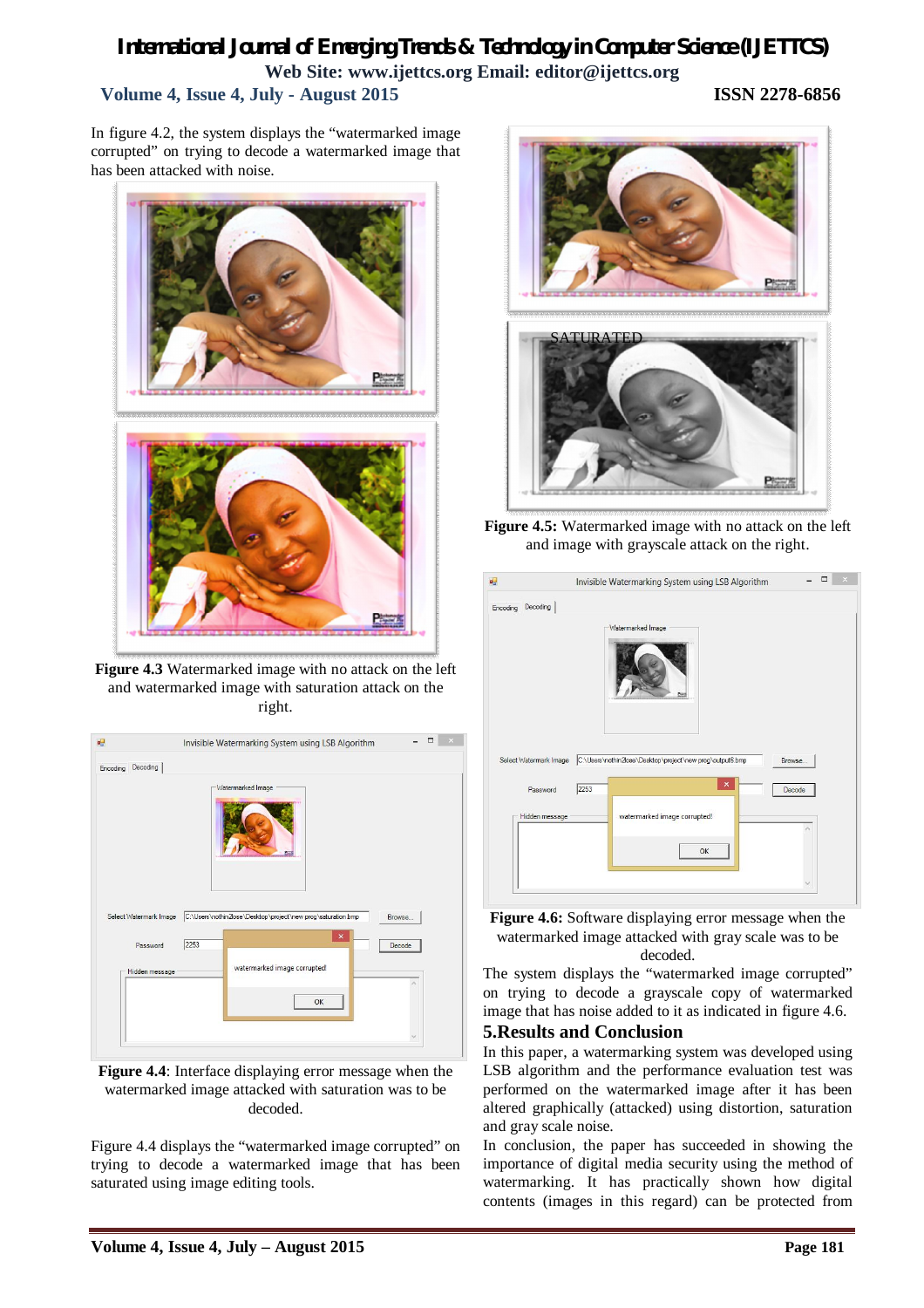In figure 4.2, the system displays the "watermarked image corrupted" on trying to decode a watermarked image that has been attacked with noise.

**Figure 4.3** Watermarked image with no attack on the left and watermarked image with saturation attack on the right.

**Figure 4.4**: Interface displaying error message when the watermarked image attacked with saturation was to be decoded.

Figure 4.4 displays the "watermarked image corrupted" on trying to decode a watermarked image that has been saturated using image editing tools.

**Figure 4.5:** Watermarked image with no attack on the left and image with grayscale attack on the right.

**Figure 4.6:** Software displaying error message when the watermarked image attacked with gray scale was to be decoded.

The system displays the "watermarked image corrupted" on trying to decode a grayscale copy of watermarked image that has noise added to it as indicated in figure 4.6.

## 5.Results and Conclusion

In this paper, a watermarking system was developed using LSB algorithm and the performance evaluation test was performed on the watermarked image after it has been altered graphically (attacked) using distortion, saturation and gray scale noise.

In conclusion, the paper has succeeded in showing the importance of digital media security using the method of watermarking. It has practically shown how digital contents (images in this regard) can be protected from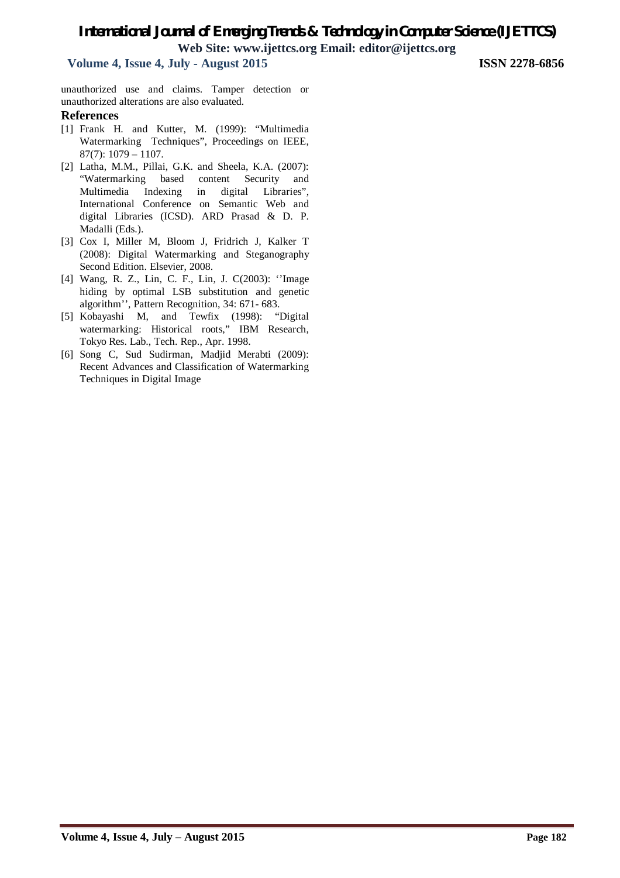unauthorized use and claims. Tamper detection or unauthorized alterations are also evaluated.

## References

[1] Frank H. and Kutter, M. (1999): "Multimedia Watermarking Techniques", Proceedings on IEEE, 87(7): 1079 – 1107.

[2] Latha, M.M., Pillai, G.K. and Sheela, K.A. (2007): "Watermarking based content Security and Multimedia Indexing in digital Libraries", International Conference on Semantic Web and digital Libraries (ICSD). ARD Prasad & D. P. Madalli (Eds.).

[3] Cox I, Miller M, Bloom J, Fridrich J, Kalker T (2008): Digital Watermarking and Steganography Second Edition. Elsevier, 2008.

[4] Wang, R. Z., Lin, C. F., Lin, J. C(2003): ''Image hiding by optimal LSB substitution and genetic algorithm'', Pattern Recognition, 34: 671- 683.

[5] Kobayashi M, and Tewfix (1998): "Digital watermarking: Historical roots," IBM Research, Tokyo Res. Lab., Tech. Rep., Apr. 1998.

[6] Song C, Sud Sudirman, Madjid Merabti (2009): Recent Advances and Classification of Watermarking Techniques in Digital Image